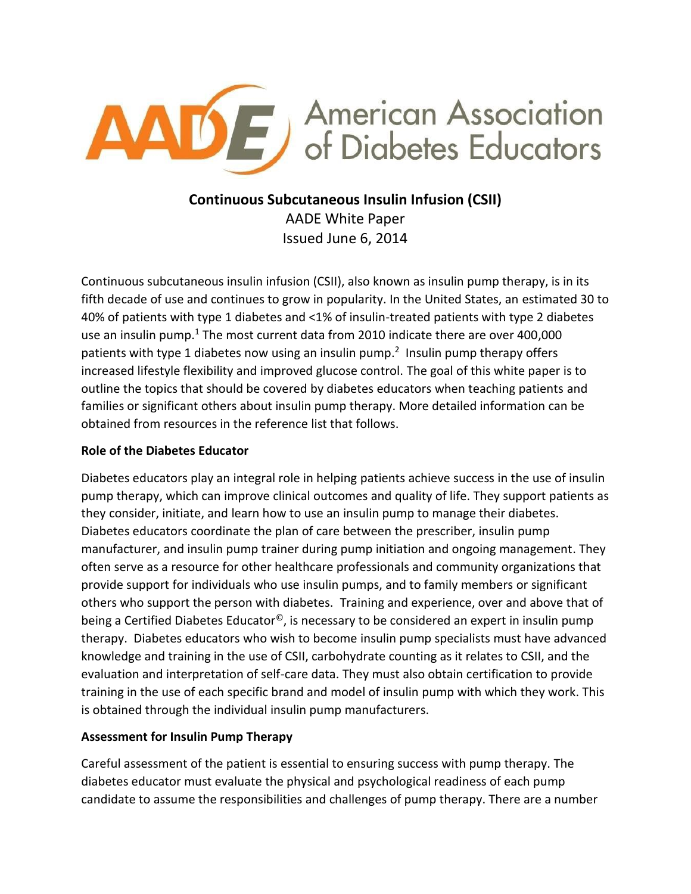American Association of Diabetes Educators

# Continuous Subcutaneous Insulin Infusion (CSII)

AADE White Paper

Issued June 6, 2014

Continuous subcutaneous insulin infusion (CSII), also known as insulin pump therapy, is in its fifth decade of use and continues to grow in popularity. In the United States, an estimated 30 to 40% of patients with type 1 diabetes and <1% of insulin-treated patients with type 2 diabetes use an insulin pump.[1] The most current data from 2010 indicate there are over 400,000 patients with type 1 diabetes now using an insulin pump.[2] Insulin pump therapy offers increased lifestyle flexibility and improved glucose control. The goal of this white paper is to outline the topics that should be covered by diabetes educators when teaching patients and families or significant others about insulin pump therapy. More detailed information can be obtained from resources in the reference list that follows.

## Role of the Diabetes Educator

Diabetes educators play an integral role in helping patients achieve success in the use of insulin pump therapy, which can improve clinical outcomes and quality of life. They support patients as they consider, initiate, and learn how to use an insulin pump to manage their diabetes. Diabetes educators coordinate the plan of care between the prescriber, insulin pump manufacturer, and insulin pump trainer during pump initiation and ongoing management. They often serve as a resource for other healthcare professionals and community organizations that provide support for individuals who use insulin pumps, and to family members or significant others who support the person with diabetes. Training and experience, over and above that of being a Certified Diabetes Educator©, is necessary to be considered an expert in insulin pump therapy. Diabetes educators who wish to become insulin pump specialists must have advanced knowledge and training in the use of CSII, carbohydrate counting as it relates to CSII, and the evaluation and interpretation of self-care data. They must also obtain certification to provide training in the use of each specific brand and model of insulin pump with which they work. This is obtained through the individual insulin pump manufacturers.

## Assessment for Insulin Pump Therapy

Careful assessment of the patient is essential to ensuring success with pump therapy. The diabetes educator must evaluate the physical and psychological readiness of each pump candidate to assume the responsibilities and challenges of pump therapy. There are a number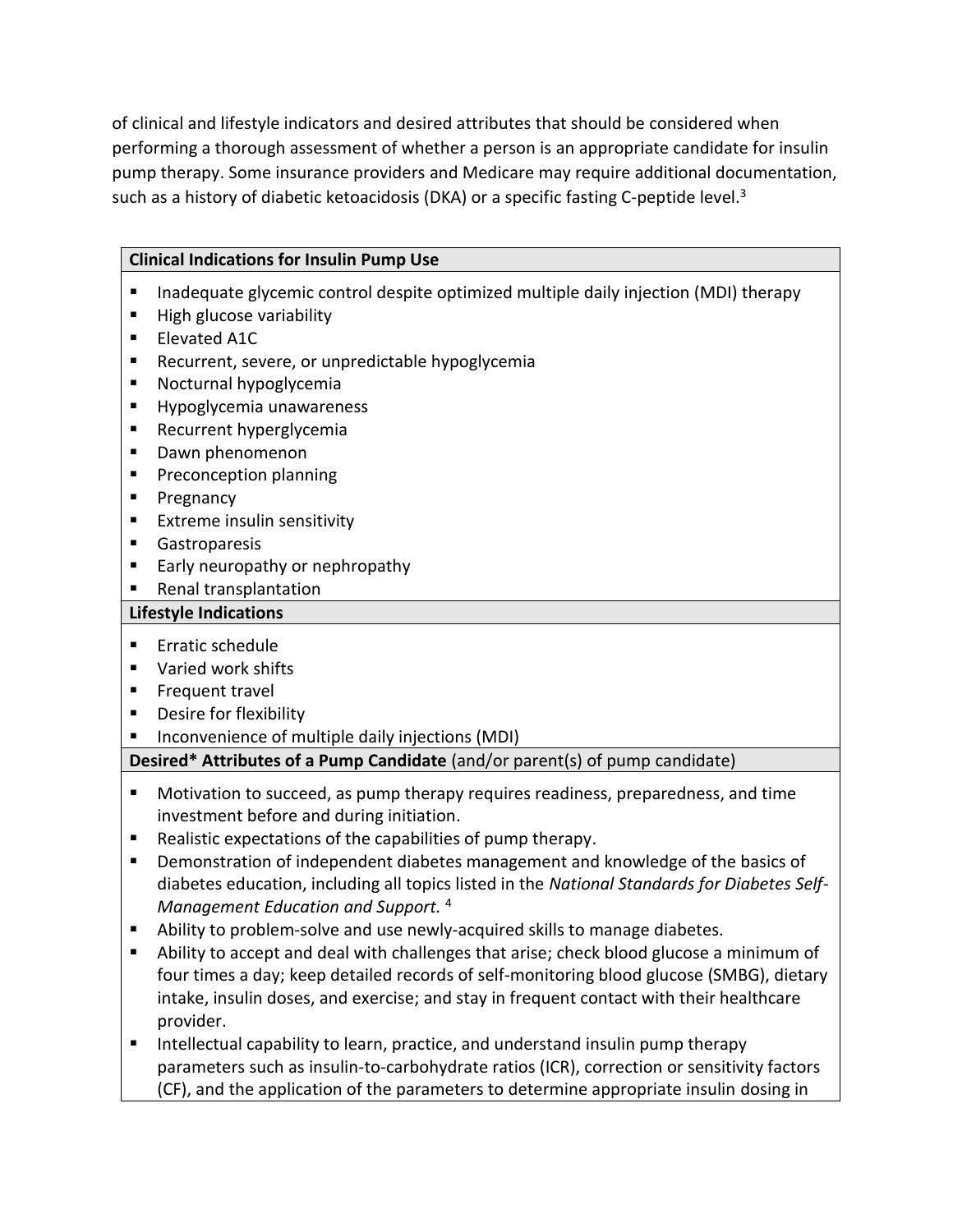of clinical and lifestyle indicators and desired attributes that should be considered when performing a thorough assessment of whether a person is an appropriate candidate for insulin pump therapy. Some insurance providers and Medicare may require additional documentation, such as a history of diabetic ketoacidosis (DKA) or a specific fasting C-peptide level.[3]

| **Clinical Indications for Insulin Pump Use** |
|---|
| ▪ Inadequate glycemic control despite optimized multiple daily injection (MDI) therapy<br>▪ High glucose variability<br>▪ Elevated A1C<br>▪ Recurrent, severe, or unpredictable hypoglycemia<br>▪ Nocturnal hypoglycemia<br>▪ Hypoglycemia unawareness<br>▪ Recurrent hyperglycemia<br>▪ Dawn phenomenon<br>▪ Preconception planning<br>▪ Pregnancy<br>▪ Extreme insulin sensitivity<br>▪ Gastroparesis<br>▪ Early neuropathy or nephropathy<br>▪ Renal transplantation |
| **Lifestyle Indications** |
| ▪ Erratic schedule<br>▪ Varied work shifts<br>▪ Frequent travel<br>▪ Desire for flexibility<br>▪ Inconvenience of multiple daily injections (MDI) |
| **Desired* Attributes of a Pump Candidate** (and/or parent(s) of pump candidate) |
| ▪ Motivation to succeed, as pump therapy requires readiness, preparedness, and time investment before and during initiation.<br>▪ Realistic expectations of the capabilities of pump therapy.<br>▪ Demonstration of independent diabetes management and knowledge of the basics of diabetes education, including all topics listed in the *National Standards for Diabetes Self-Management Education and Support.* [4]<br>▪ Ability to problem-solve and use newly-acquired skills to manage diabetes.<br>▪ Ability to accept and deal with challenges that arise; check blood glucose a minimum of four times a day; keep detailed records of self-monitoring blood glucose (SMBG), dietary intake, insulin doses, and exercise; and stay in frequent contact with their healthcare provider.<br>▪ Intellectual capability to learn, practice, and understand insulin pump therapy parameters such as insulin-to-carbohydrate ratios (ICR), correction or sensitivity factors (CF), and the application of the parameters to determine appropriate insulin dosing in |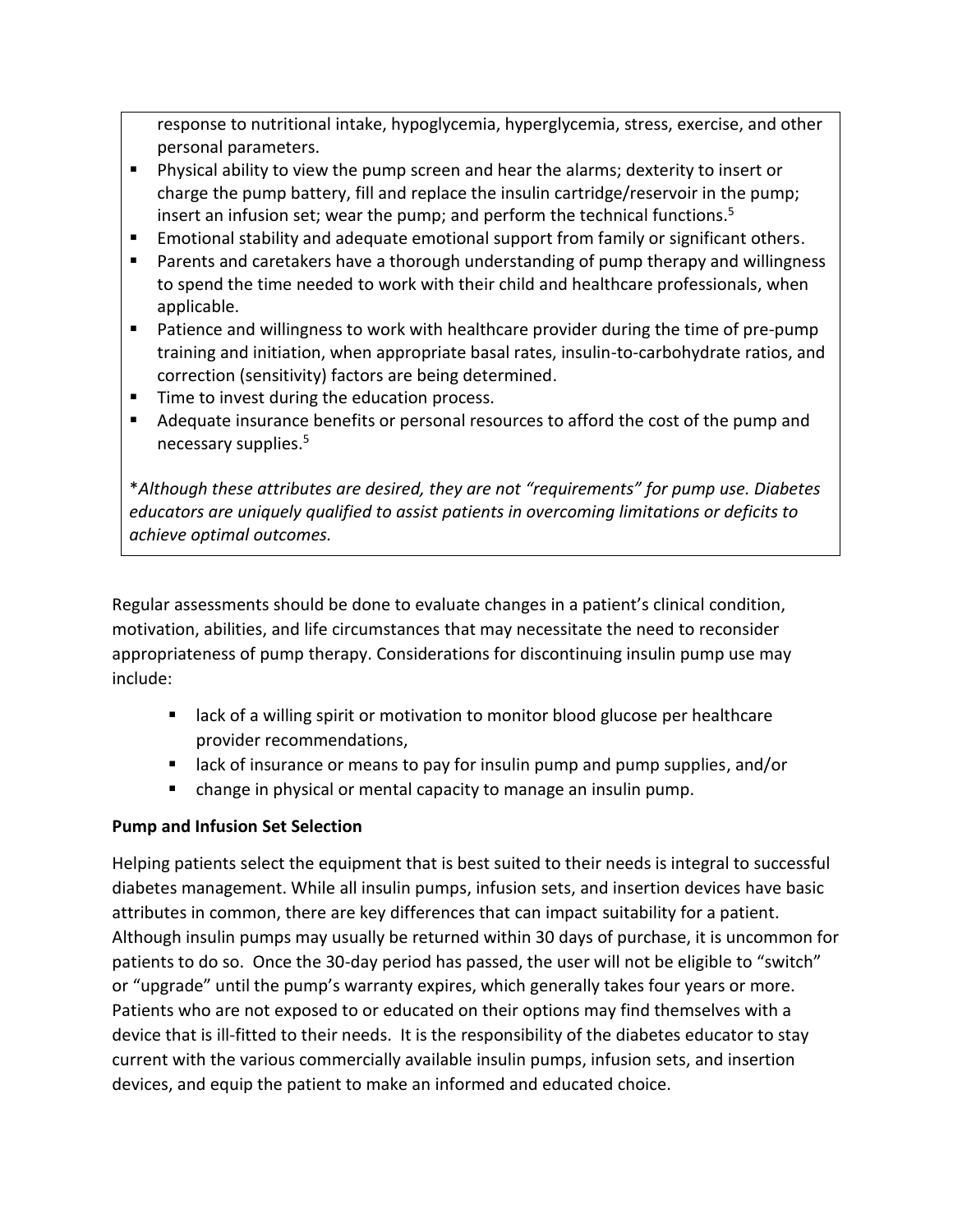response to nutritional intake, hypoglycemia, hyperglycemia, stress, exercise, and other personal parameters.

- Physical ability to view the pump screen and hear the alarms; dexterity to insert or charge the pump battery, fill and replace the insulin cartridge/reservoir in the pump; insert an infusion set; wear the pump; and perform the technical functions.[5]
- Emotional stability and adequate emotional support from family or significant others.
- Parents and caretakers have a thorough understanding of pump therapy and willingness to spend the time needed to work with their child and healthcare professionals, when applicable.
- Patience and willingness to work with healthcare provider during the time of pre-pump training and initiation, when appropriate basal rates, insulin-to-carbohydrate ratios, and correction (sensitivity) factors are being determined.
- Time to invest during the education process.
- Adequate insurance benefits or personal resources to afford the cost of the pump and necessary supplies.[5]

**Although these attributes are desired, they are not "requirements" for pump use. Diabetes educators are uniquely qualified to assist patients in overcoming limitations or deficits to achieve optimal outcomes.*

Regular assessments should be done to evaluate changes in a patient's clinical condition, motivation, abilities, and life circumstances that may necessitate the need to reconsider appropriateness of pump therapy. Considerations for discontinuing insulin pump use may include:

- lack of a willing spirit or motivation to monitor blood glucose per healthcare provider recommendations,
- lack of insurance or means to pay for insulin pump and pump supplies, and/or
- change in physical or mental capacity to manage an insulin pump.

**Pump and Infusion Set Selection**

Helping patients select the equipment that is best suited to their needs is integral to successful diabetes management. While all insulin pumps, infusion sets, and insertion devices have basic attributes in common, there are key differences that can impact suitability for a patient. Although insulin pumps may usually be returned within 30 days of purchase, it is uncommon for patients to do so. Once the 30-day period has passed, the user will not be eligible to "switch" or "upgrade" until the pump's warranty expires, which generally takes four years or more. Patients who are not exposed to or educated on their options may find themselves with a device that is ill-fitted to their needs. It is the responsibility of the diabetes educator to stay current with the various commercially available insulin pumps, infusion sets, and insertion devices, and equip the patient to make an informed and educated choice.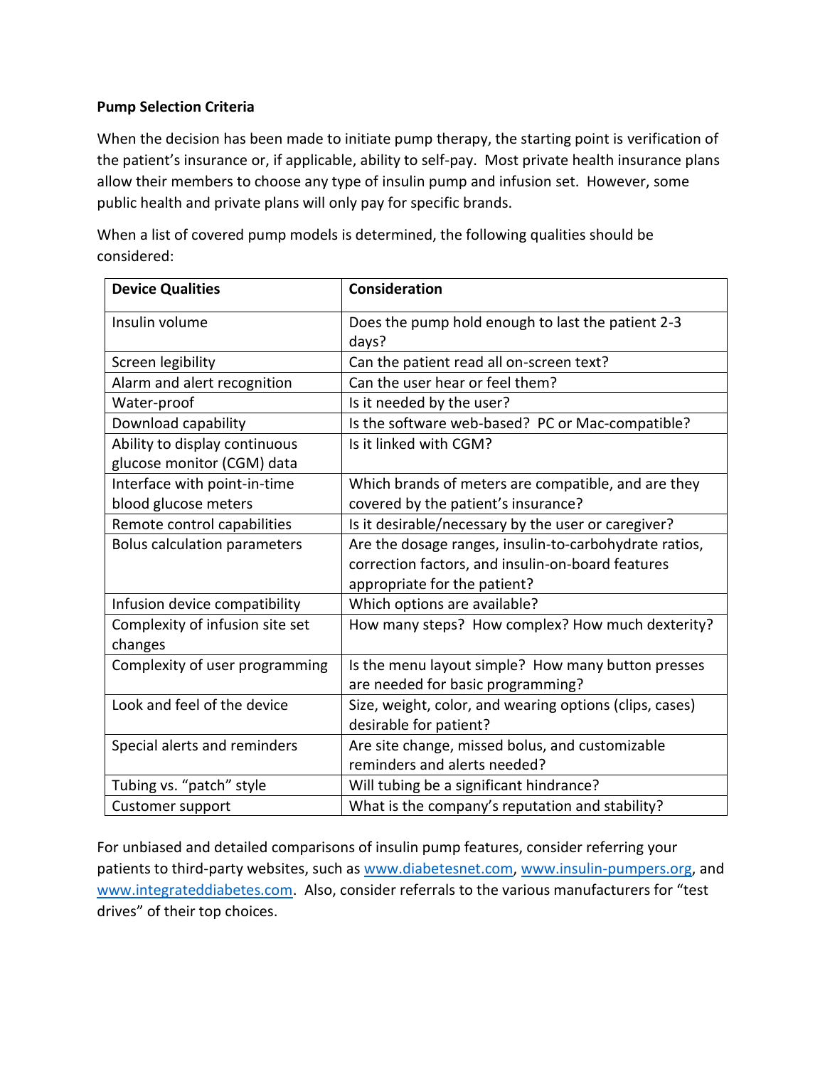**Pump Selection Criteria**

When the decision has been made to initiate pump therapy, the starting point is verification of the patient's insurance or, if applicable, ability to self-pay. Most private health insurance plans allow their members to choose any type of insulin pump and infusion set. However, some public health and private plans will only pay for specific brands.

When a list of covered pump models is determined, the following qualities should be considered:

| Device Qualities | Consideration |
|---|---|
| Insulin volume | Does the pump hold enough to last the patient 2-3 days? |
| Screen legibility | Can the patient read all on-screen text? |
| Alarm and alert recognition | Can the user hear or feel them? |
| Water-proof | Is it needed by the user? |
| Download capability | Is the software web-based? PC or Mac-compatible? |
| Ability to display continuous glucose monitor (CGM) data | Is it linked with CGM? |
| Interface with point-in-time blood glucose meters | Which brands of meters are compatible, and are they covered by the patient's insurance? |
| Remote control capabilities | Is it desirable/necessary by the user or caregiver? |
| Bolus calculation parameters | Are the dosage ranges, insulin-to-carbohydrate ratios, correction factors, and insulin-on-board features appropriate for the patient? |
| Infusion device compatibility | Which options are available? |
| Complexity of infusion site set changes | How many steps? How complex? How much dexterity? |
| Complexity of user programming | Is the menu layout simple? How many button presses are needed for basic programming? |
| Look and feel of the device | Size, weight, color, and wearing options (clips, cases) desirable for patient? |
| Special alerts and reminders | Are site change, missed bolus, and customizable reminders and alerts needed? |
| Tubing vs. "patch" style | Will tubing be a significant hindrance? |
| Customer support | What is the company's reputation and stability? |

For unbiased and detailed comparisons of insulin pump features, consider referring your patients to third-party websites, such as www.diabetesnet.com, www.insulin-pumpers.org, and www.integrateddiabetes.com. Also, consider referrals to the various manufacturers for "test drives" of their top choices.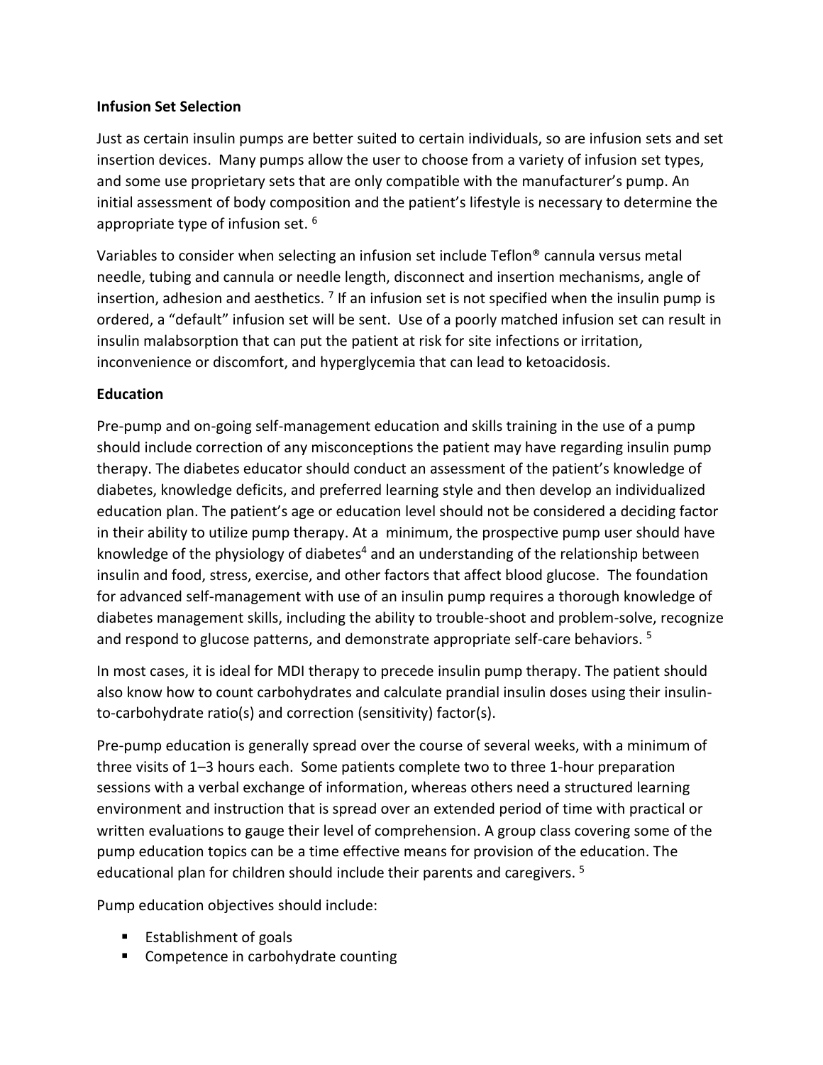**Infusion Set Selection**

Just as certain insulin pumps are better suited to certain individuals, so are infusion sets and set insertion devices. Many pumps allow the user to choose from a variety of infusion set types, and some use proprietary sets that are only compatible with the manufacturer's pump. An initial assessment of body composition and the patient's lifestyle is necessary to determine the appropriate type of infusion set. [6]

Variables to consider when selecting an infusion set include Teflon® cannula versus metal needle, tubing and cannula or needle length, disconnect and insertion mechanisms, angle of insertion, adhesion and aesthetics. [7] If an infusion set is not specified when the insulin pump is ordered, a "default" infusion set will be sent. Use of a poorly matched infusion set can result in insulin malabsorption that can put the patient at risk for site infections or irritation, inconvenience or discomfort, and hyperglycemia that can lead to ketoacidosis.

**Education**

Pre-pump and on-going self-management education and skills training in the use of a pump should include correction of any misconceptions the patient may have regarding insulin pump therapy. The diabetes educator should conduct an assessment of the patient's knowledge of diabetes, knowledge deficits, and preferred learning style and then develop an individualized education plan. The patient's age or education level should not be considered a deciding factor in their ability to utilize pump therapy. At a minimum, the prospective pump user should have knowledge of the physiology of diabetes[4] and an understanding of the relationship between insulin and food, stress, exercise, and other factors that affect blood glucose. The foundation for advanced self-management with use of an insulin pump requires a thorough knowledge of diabetes management skills, including the ability to trouble-shoot and problem-solve, recognize and respond to glucose patterns, and demonstrate appropriate self-care behaviors. [5]

In most cases, it is ideal for MDI therapy to precede insulin pump therapy. The patient should also know how to count carbohydrates and calculate prandial insulin doses using their insulin-to-carbohydrate ratio(s) and correction (sensitivity) factor(s).

Pre-pump education is generally spread over the course of several weeks, with a minimum of three visits of 1–3 hours each. Some patients complete two to three 1-hour preparation sessions with a verbal exchange of information, whereas others need a structured learning environment and instruction that is spread over an extended period of time with practical or written evaluations to gauge their level of comprehension. A group class covering some of the pump education topics can be a time effective means for provision of the education. The educational plan for children should include their parents and caregivers. [5]

Pump education objectives should include:

- Establishment of goals
- Competence in carbohydrate counting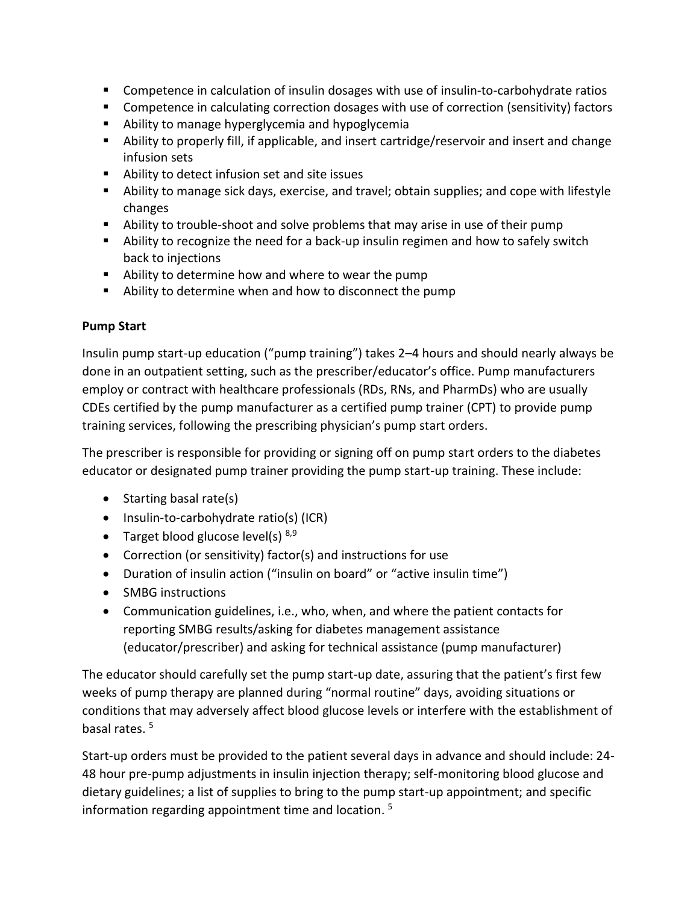- Competence in calculation of insulin dosages with use of insulin-to-carbohydrate ratios
- Competence in calculating correction dosages with use of correction (sensitivity) factors
- Ability to manage hyperglycemia and hypoglycemia
- Ability to properly fill, if applicable, and insert cartridge/reservoir and insert and change infusion sets
- Ability to detect infusion set and site issues
- Ability to manage sick days, exercise, and travel; obtain supplies; and cope with lifestyle changes
- Ability to trouble-shoot and solve problems that may arise in use of their pump
- Ability to recognize the need for a back-up insulin regimen and how to safely switch back to injections
- Ability to determine how and where to wear the pump
- Ability to determine when and how to disconnect the pump

**Pump Start**

Insulin pump start-up education ("pump training") takes 2–4 hours and should nearly always be done in an outpatient setting, such as the prescriber/educator's office. Pump manufacturers employ or contract with healthcare professionals (RDs, RNs, and PharmDs) who are usually CDEs certified by the pump manufacturer as a certified pump trainer (CPT) to provide pump training services, following the prescribing physician's pump start orders.

The prescriber is responsible for providing or signing off on pump start orders to the diabetes educator or designated pump trainer providing the pump start-up training. These include:

- Starting basal rate(s)
- Insulin-to-carbohydrate ratio(s) (ICR)
- Target blood glucose level(s) [8,9]
- Correction (or sensitivity) factor(s) and instructions for use
- Duration of insulin action ("insulin on board" or "active insulin time")
- SMBG instructions
- Communication guidelines, i.e., who, when, and where the patient contacts for reporting SMBG results/asking for diabetes management assistance (educator/prescriber) and asking for technical assistance (pump manufacturer)

The educator should carefully set the pump start-up date, assuring that the patient's first few weeks of pump therapy are planned during "normal routine" days, avoiding situations or conditions that may adversely affect blood glucose levels or interfere with the establishment of basal rates. [5]

Start-up orders must be provided to the patient several days in advance and should include: 24-48 hour pre-pump adjustments in insulin injection therapy; self-monitoring blood glucose and dietary guidelines; a list of supplies to bring to the pump start-up appointment; and specific information regarding appointment time and location. [5]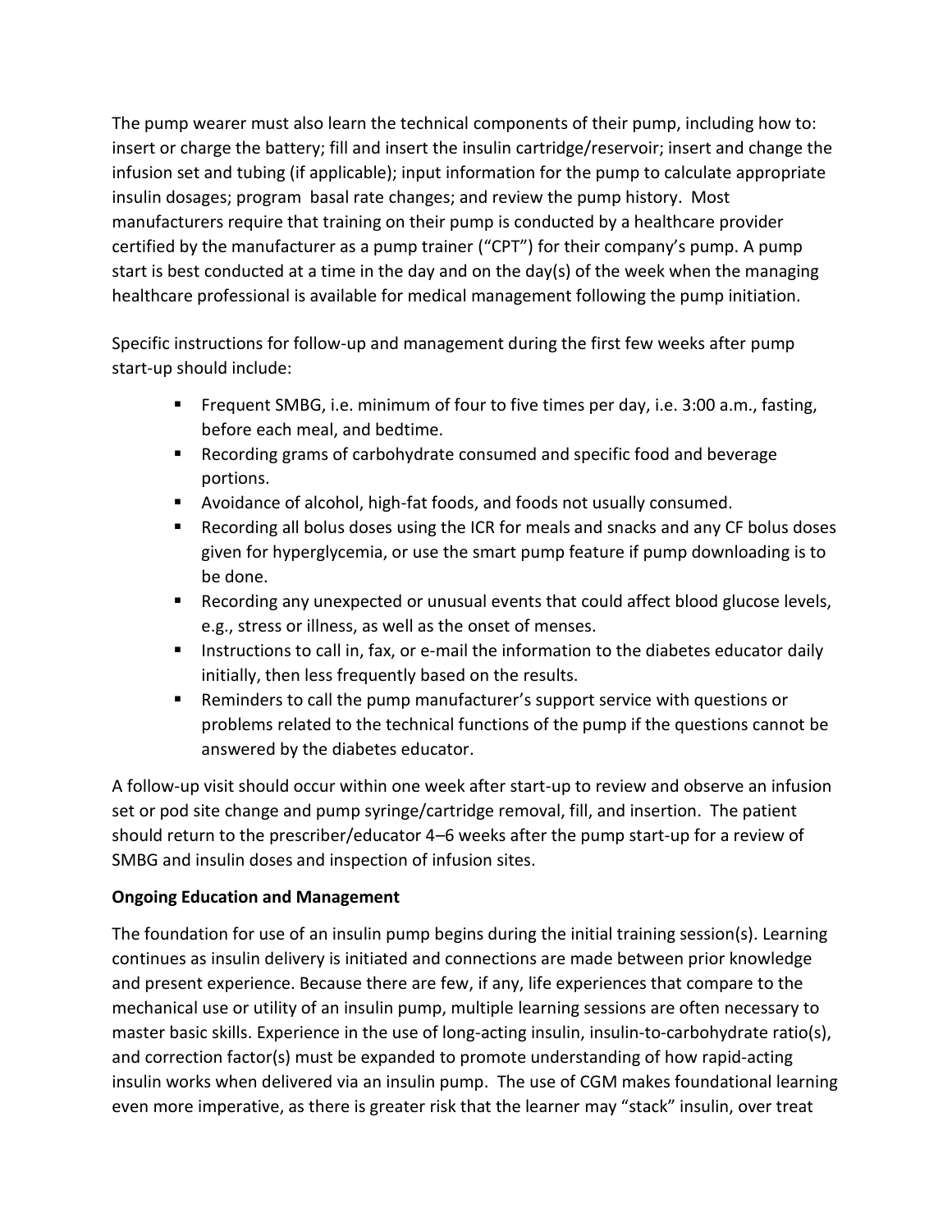The pump wearer must also learn the technical components of their pump, including how to: insert or charge the battery; fill and insert the insulin cartridge/reservoir; insert and change the infusion set and tubing (if applicable); input information for the pump to calculate appropriate insulin dosages; program basal rate changes; and review the pump history. Most manufacturers require that training on their pump is conducted by a healthcare provider certified by the manufacturer as a pump trainer ("CPT") for their company's pump. A pump start is best conducted at a time in the day and on the day(s) of the week when the managing healthcare professional is available for medical management following the pump initiation.

Specific instructions for follow-up and management during the first few weeks after pump start-up should include:

- Frequent SMBG, i.e. minimum of four to five times per day, i.e. 3:00 a.m., fasting, before each meal, and bedtime.
- Recording grams of carbohydrate consumed and specific food and beverage portions.
- Avoidance of alcohol, high-fat foods, and foods not usually consumed.
- Recording all bolus doses using the ICR for meals and snacks and any CF bolus doses given for hyperglycemia, or use the smart pump feature if pump downloading is to be done.
- Recording any unexpected or unusual events that could affect blood glucose levels, e.g., stress or illness, as well as the onset of menses.
- Instructions to call in, fax, or e-mail the information to the diabetes educator daily initially, then less frequently based on the results.
- Reminders to call the pump manufacturer's support service with questions or problems related to the technical functions of the pump if the questions cannot be answered by the diabetes educator.

A follow-up visit should occur within one week after start-up to review and observe an infusion set or pod site change and pump syringe/cartridge removal, fill, and insertion. The patient should return to the prescriber/educator 4–6 weeks after the pump start-up for a review of SMBG and insulin doses and inspection of infusion sites.

**Ongoing Education and Management**

The foundation for use of an insulin pump begins during the initial training session(s). Learning continues as insulin delivery is initiated and connections are made between prior knowledge and present experience. Because there are few, if any, life experiences that compare to the mechanical use or utility of an insulin pump, multiple learning sessions are often necessary to master basic skills. Experience in the use of long-acting insulin, insulin-to-carbohydrate ratio(s), and correction factor(s) must be expanded to promote understanding of how rapid-acting insulin works when delivered via an insulin pump. The use of CGM makes foundational learning even more imperative, as there is greater risk that the learner may "stack" insulin, over treat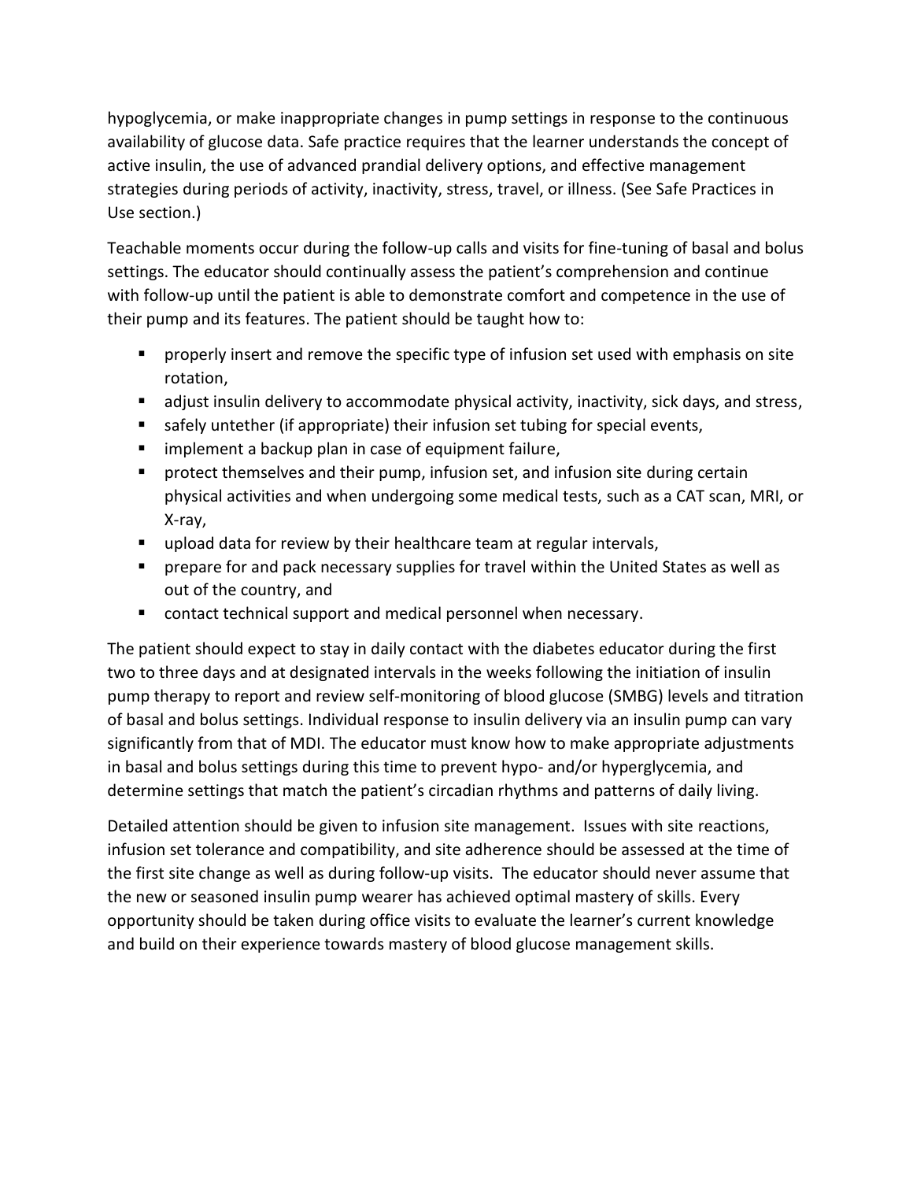hypoglycemia, or make inappropriate changes in pump settings in response to the continuous availability of glucose data. Safe practice requires that the learner understands the concept of active insulin, the use of advanced prandial delivery options, and effective management strategies during periods of activity, inactivity, stress, travel, or illness. (See Safe Practices in Use section.)

Teachable moments occur during the follow-up calls and visits for fine-tuning of basal and bolus settings. The educator should continually assess the patient's comprehension and continue with follow-up until the patient is able to demonstrate comfort and competence in the use of their pump and its features. The patient should be taught how to:

- properly insert and remove the specific type of infusion set used with emphasis on site rotation,
- adjust insulin delivery to accommodate physical activity, inactivity, sick days, and stress,
- safely untether (if appropriate) their infusion set tubing for special events,
- implement a backup plan in case of equipment failure,
- protect themselves and their pump, infusion set, and infusion site during certain physical activities and when undergoing some medical tests, such as a CAT scan, MRI, or X-ray,
- upload data for review by their healthcare team at regular intervals,
- prepare for and pack necessary supplies for travel within the United States as well as out of the country, and
- contact technical support and medical personnel when necessary.

The patient should expect to stay in daily contact with the diabetes educator during the first two to three days and at designated intervals in the weeks following the initiation of insulin pump therapy to report and review self-monitoring of blood glucose (SMBG) levels and titration of basal and bolus settings. Individual response to insulin delivery via an insulin pump can vary significantly from that of MDI. The educator must know how to make appropriate adjustments in basal and bolus settings during this time to prevent hypo- and/or hyperglycemia, and determine settings that match the patient's circadian rhythms and patterns of daily living.

Detailed attention should be given to infusion site management. Issues with site reactions, infusion set tolerance and compatibility, and site adherence should be assessed at the time of the first site change as well as during follow-up visits. The educator should never assume that the new or seasoned insulin pump wearer has achieved optimal mastery of skills. Every opportunity should be taken during office visits to evaluate the learner's current knowledge and build on their experience towards mastery of blood glucose management skills.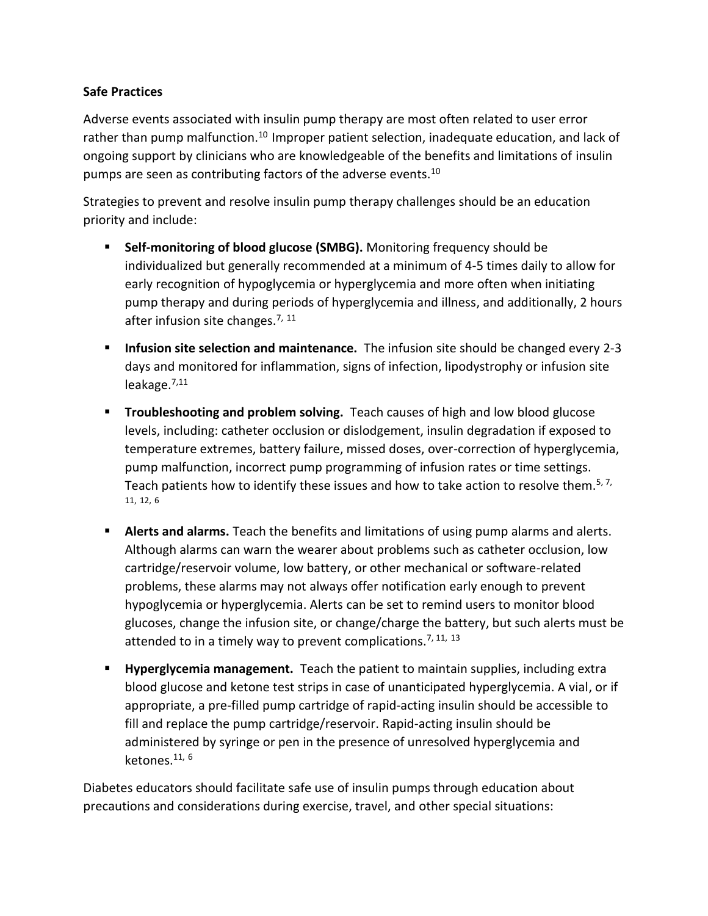**Safe Practices**

Adverse events associated with insulin pump therapy are most often related to user error rather than pump malfunction.[10] Improper patient selection, inadequate education, and lack of ongoing support by clinicians who are knowledgeable of the benefits and limitations of insulin pumps are seen as contributing factors of the adverse events.[10]

Strategies to prevent and resolve insulin pump therapy challenges should be an education priority and include:

- **Self-monitoring of blood glucose (SMBG).** Monitoring frequency should be individualized but generally recommended at a minimum of 4-5 times daily to allow for early recognition of hypoglycemia or hyperglycemia and more often when initiating pump therapy and during periods of hyperglycemia and illness, and additionally, 2 hours after infusion site changes.[7, 11]
- **Infusion site selection and maintenance.** The infusion site should be changed every 2-3 days and monitored for inflammation, signs of infection, lipodystrophy or infusion site leakage.[7,11]
- **Troubleshooting and problem solving.** Teach causes of high and low blood glucose levels, including: catheter occlusion or dislodgement, insulin degradation if exposed to temperature extremes, battery failure, missed doses, over-correction of hyperglycemia, pump malfunction, incorrect pump programming of infusion rates or time settings. Teach patients how to identify these issues and how to take action to resolve them.[5, 7, 11, 12, 6]
- **Alerts and alarms.** Teach the benefits and limitations of using pump alarms and alerts. Although alarms can warn the wearer about problems such as catheter occlusion, low cartridge/reservoir volume, low battery, or other mechanical or software-related problems, these alarms may not always offer notification early enough to prevent hypoglycemia or hyperglycemia. Alerts can be set to remind users to monitor blood glucoses, change the infusion site, or change/charge the battery, but such alerts must be attended to in a timely way to prevent complications.[7, 11, 13]
- **Hyperglycemia management.** Teach the patient to maintain supplies, including extra blood glucose and ketone test strips in case of unanticipated hyperglycemia. A vial, or if appropriate, a pre-filled pump cartridge of rapid-acting insulin should be accessible to fill and replace the pump cartridge/reservoir. Rapid-acting insulin should be administered by syringe or pen in the presence of unresolved hyperglycemia and ketones.[11, 6]

Diabetes educators should facilitate safe use of insulin pumps through education about precautions and considerations during exercise, travel, and other special situations: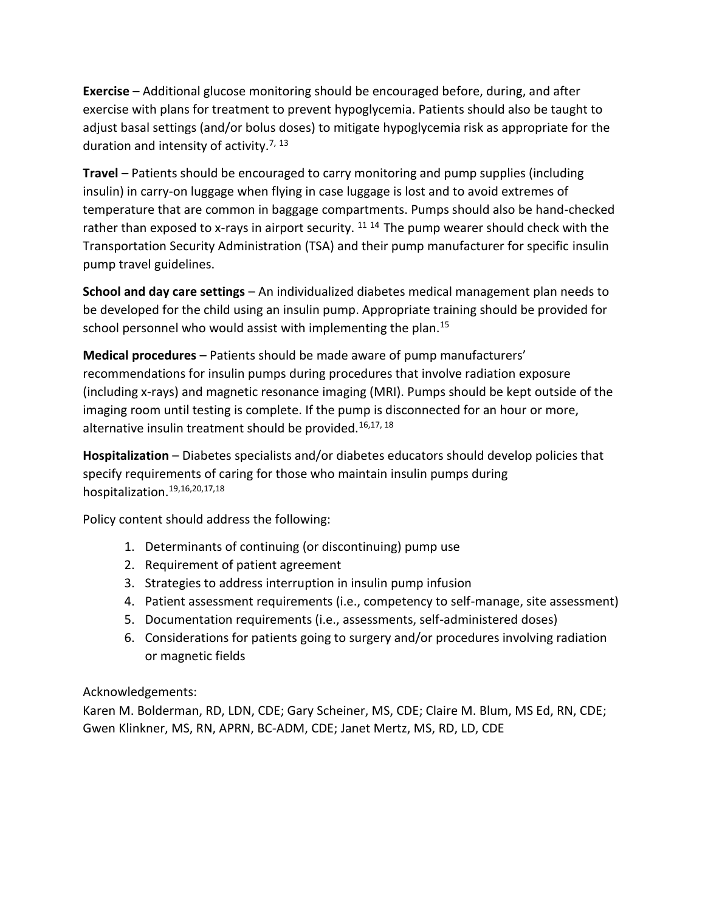**Exercise** – Additional glucose monitoring should be encouraged before, during, and after exercise with plans for treatment to prevent hypoglycemia. Patients should also be taught to adjust basal settings (and/or bolus doses) to mitigate hypoglycemia risk as appropriate for the duration and intensity of activity.[7, 13]

**Travel** – Patients should be encouraged to carry monitoring and pump supplies (including insulin) in carry-on luggage when flying in case luggage is lost and to avoid extremes of temperature that are common in baggage compartments. Pumps should also be hand-checked rather than exposed to x-rays in airport security. [11 14] The pump wearer should check with the Transportation Security Administration (TSA) and their pump manufacturer for specific insulin pump travel guidelines.

**School and day care settings** – An individualized diabetes medical management plan needs to be developed for the child using an insulin pump. Appropriate training should be provided for school personnel who would assist with implementing the plan.[15]

**Medical procedures** – Patients should be made aware of pump manufacturers' recommendations for insulin pumps during procedures that involve radiation exposure (including x-rays) and magnetic resonance imaging (MRI). Pumps should be kept outside of the imaging room until testing is complete. If the pump is disconnected for an hour or more, alternative insulin treatment should be provided.[16,17, 18]

**Hospitalization** – Diabetes specialists and/or diabetes educators should develop policies that specify requirements of caring for those who maintain insulin pumps during hospitalization.[19,16,20,17,18]

Policy content should address the following:

1. Determinants of continuing (or discontinuing) pump use
2. Requirement of patient agreement
3. Strategies to address interruption in insulin pump infusion
4. Patient assessment requirements (i.e., competency to self-manage, site assessment)
5. Documentation requirements (i.e., assessments, self-administered doses)
6. Considerations for patients going to surgery and/or procedures involving radiation or magnetic fields

Acknowledgements:
Karen M. Bolderman, RD, LDN, CDE; Gary Scheiner, MS, CDE; Claire M. Blum, MS Ed, RN, CDE; Gwen Klinkner, MS, RN, APRN, BC-ADM, CDE; Janet Mertz, MS, RD, LD, CDE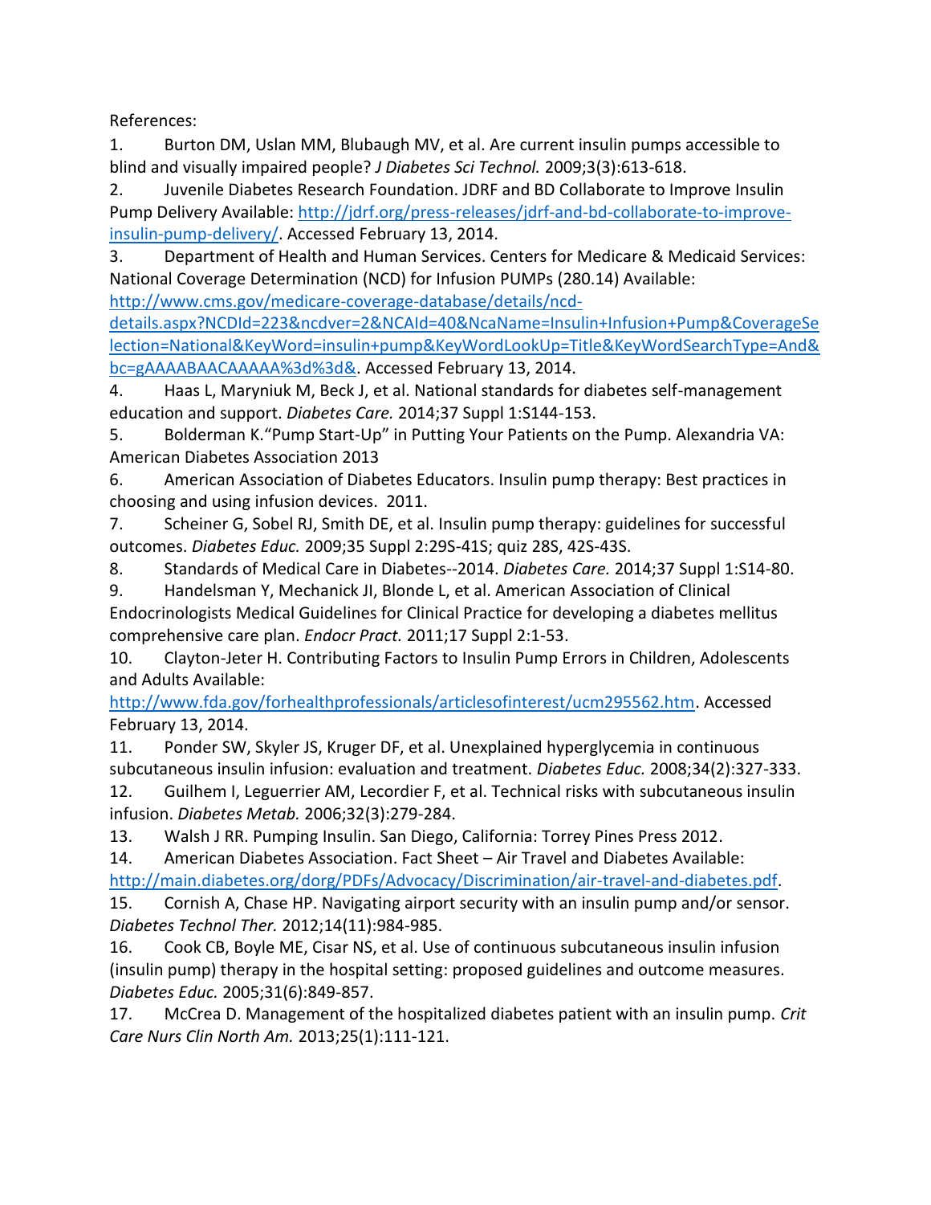References:

1. Burton DM, Uslan MM, Blubaugh MV, et al. Are current insulin pumps accessible to blind and visually impaired people? *J Diabetes Sci Technol.* 2009;3(3):613-618.
2. Juvenile Diabetes Research Foundation. JDRF and BD Collaborate to Improve Insulin Pump Delivery Available: http://jdrf.org/press-releases/jdrf-and-bd-collaborate-to-improve-insulin-pump-delivery/. Accessed February 13, 2014.
3. Department of Health and Human Services. Centers for Medicare & Medicaid Services: National Coverage Determination (NCD) for Infusion PUMPs (280.14) Available: http://www.cms.gov/medicare-coverage-database/details/ncd-details.aspx?NCDId=223&ncdver=2&NCAId=40&NcaName=Insulin+Infusion+Pump&CoverageSelection=National&KeyWord=insulin+pump&KeyWordLookUp=Title&KeyWordSearchType=And&bc=gAAAABAACAAAAA%3d%3d&. Accessed February 13, 2014.
4. Haas L, Maryniuk M, Beck J, et al. National standards for diabetes self-management education and support. *Diabetes Care.* 2014;37 Suppl 1:S144-153.
5. Bolderman K."Pump Start-Up" in Putting Your Patients on the Pump. Alexandria VA: American Diabetes Association 2013
6. American Association of Diabetes Educators. Insulin pump therapy: Best practices in choosing and using infusion devices. 2011.
7. Scheiner G, Sobel RJ, Smith DE, et al. Insulin pump therapy: guidelines for successful outcomes. *Diabetes Educ.* 2009;35 Suppl 2:29S-41S; quiz 28S, 42S-43S.
8. Standards of Medical Care in Diabetes--2014. *Diabetes Care.* 2014;37 Suppl 1:S14-80.
9. Handelsman Y, Mechanick JI, Blonde L, et al. American Association of Clinical Endocrinologists Medical Guidelines for Clinical Practice for developing a diabetes mellitus comprehensive care plan. *Endocr Pract.* 2011;17 Suppl 2:1-53.
10. Clayton-Jeter H. Contributing Factors to Insulin Pump Errors in Children, Adolescents and Adults Available: http://www.fda.gov/forhealthprofessionals/articlesofinterest/ucm295562.htm. Accessed February 13, 2014.
11. Ponder SW, Skyler JS, Kruger DF, et al. Unexplained hyperglycemia in continuous subcutaneous insulin infusion: evaluation and treatment. *Diabetes Educ.* 2008;34(2):327-333.
12. Guilhem I, Leguerrier AM, Lecordier F, et al. Technical risks with subcutaneous insulin infusion. *Diabetes Metab.* 2006;32(3):279-284.
13. Walsh J RR. Pumping Insulin. San Diego, California: Torrey Pines Press 2012.
14. American Diabetes Association. Fact Sheet – Air Travel and Diabetes Available: http://main.diabetes.org/dorg/PDFs/Advocacy/Discrimination/air-travel-and-diabetes.pdf.
15. Cornish A, Chase HP. Navigating airport security with an insulin pump and/or sensor. *Diabetes Technol Ther.* 2012;14(11):984-985.
16. Cook CB, Boyle ME, Cisar NS, et al. Use of continuous subcutaneous insulin infusion (insulin pump) therapy in the hospital setting: proposed guidelines and outcome measures. *Diabetes Educ.* 2005;31(6):849-857.
17. McCrea D. Management of the hospitalized diabetes patient with an insulin pump. *Crit Care Nurs Clin North Am.* 2013;25(1):111-121.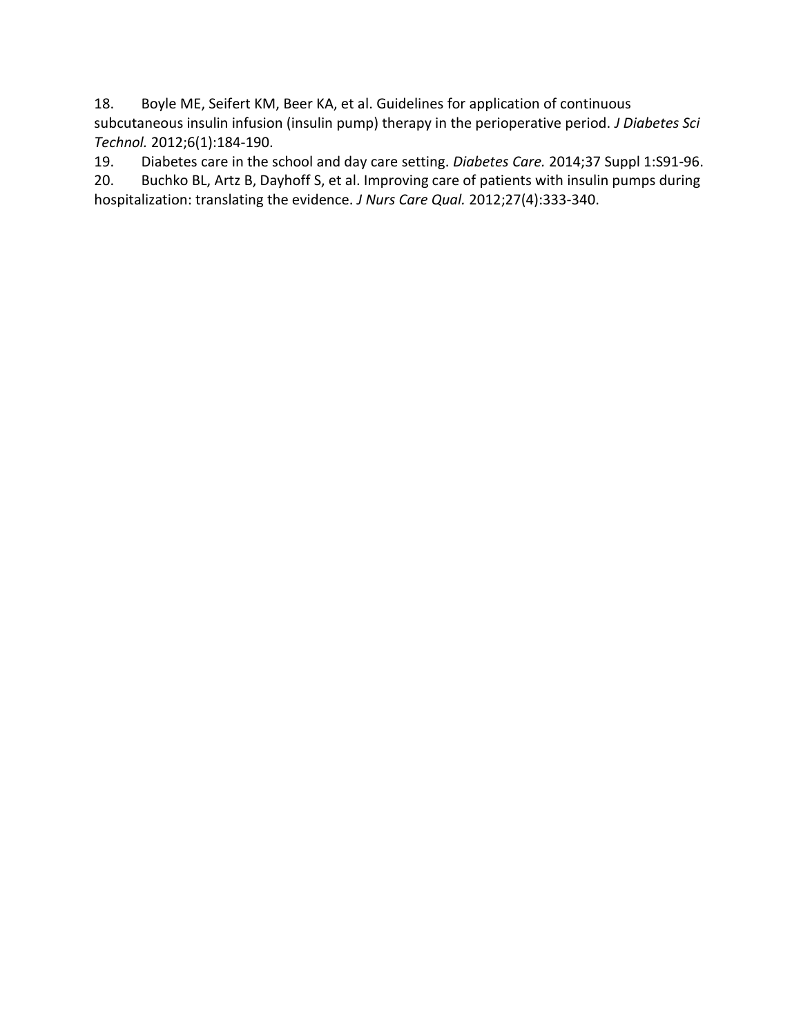18. Boyle ME, Seifert KM, Beer KA, et al. Guidelines for application of continuous subcutaneous insulin infusion (insulin pump) therapy in the perioperative period. *J Diabetes Sci Technol.* 2012;6(1):184-190.
19. Diabetes care in the school and day care setting. *Diabetes Care.* 2014;37 Suppl 1:S91-96.
20. Buchko BL, Artz B, Dayhoff S, et al. Improving care of patients with insulin pumps during hospitalization: translating the evidence. *J Nurs Care Qual.* 2012;27(4):333-340.